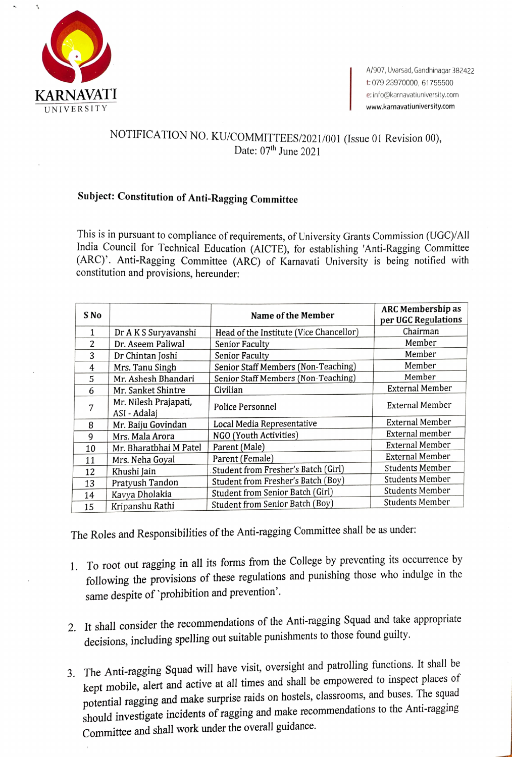KARNAVATI UNIVERSITY

A/907, Uvarsad, Gandhinagar 382422
t: 079 23970000, 61755500
e: info@karnavatiuniversity.com
www.karnavatiuniversity.com

NOTIFICATION NO. KU/COMMITTEES/2021/001 (Issue 01 Revision 00),
Date: 07th June 2021

**Subject: Constitution of Anti-Ragging Committee**

This is in pursuant to compliance of requirements, of University Grants Commission (UGC)/All India Council for Technical Education (AICTE), for establishing 'Anti-Ragging Committee (ARC)'. Anti-Ragging Committee (ARC) of Karnavati University is being notified with constitution and provisions, hereunder:

| S No | | Name of the Member | ARC Membership as per UGC Regulations |
|---|---|---|---|
| 1 | Dr A K S Suryavanshi | Head of the Institute (Vice Chancellor) | Chairman |
| 2 | Dr. Aseem Paliwal | Senior Faculty | Member |
| 3 | Dr Chintan Joshi | Senior Faculty | Member |
| 4 | Mrs. Tanu Singh | Senior Staff Members (Non-Teaching) | Member |
| 5 | Mr. Ashesh Bhandari | Senior Staff Members (Non-Teaching) | Member |
| 6 | Mr. Sanket Shintre | Civilian | External Member |
| 7 | Mr. Nilesh Prajapati, ASI - Adalaj | Police Personnel | External Member |
| 8 | Mr. Baiju Govindan | Local Media Representative | External Member |
| 9 | Mrs. Mala Arora | NGO (Youth Activities) | External member |
| 10 | Mr. Bharatbhai M Patel | Parent (Male) | External Member |
| 11 | Mrs. Neha Goyal | Parent (Female) | External Member |
| 12 | Khushi Jain | Student from Fresher's Batch (Girl) | Students Member |
| 13 | Pratyush Tandon | Student from Fresher's Batch (Boy) | Students Member |
| 14 | Kavya Dholakia | Student from Senior Batch (Girl) | Students Member |
| 15 | Kripanshu Rathi | Student from Senior Batch (Boy) | Students Member |

The Roles and Responsibilities of the Anti-ragging Committee shall be as under:

1. To root out ragging in all its forms from the College by preventing its occurrence by following the provisions of these regulations and punishing those who indulge in the same despite of `prohibition and prevention'.

2. It shall consider the recommendations of the Anti-ragging Squad and take appropriate decisions, including spelling out suitable punishments to those found guilty.

3. The Anti-ragging Squad will have visit, oversight and patrolling functions. It shall be kept mobile, alert and active at all times and shall be empowered to inspect places of potential ragging and make surprise raids on hostels, classrooms, and buses. The squad should investigate incidents of ragging and make recommendations to the Anti-ragging Committee and shall work under the overall guidance.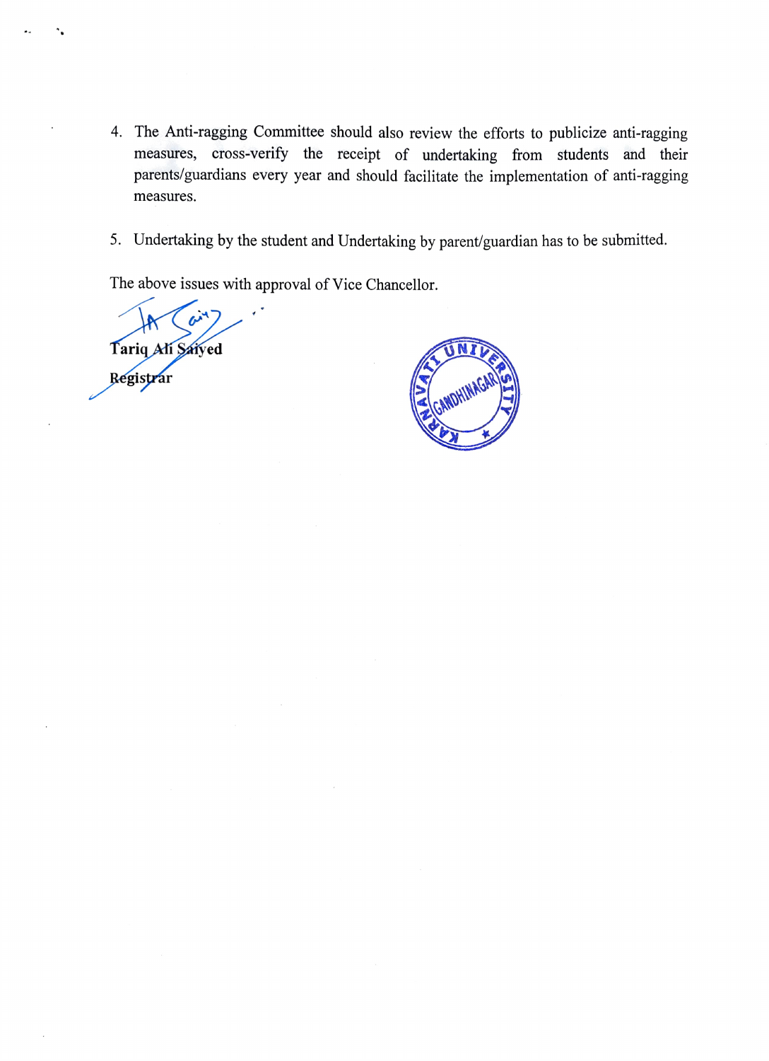4. The Anti-ragging Committee should also review the efforts to publicize anti-ragging measures, cross-verify the receipt of undertaking from students and their parents/guardians every year and should facilitate the implementation of anti-ragging measures.

5. Undertaking by the student and Undertaking by parent/guardian has to be submitted.

The above issues with approval of Vice Chancellor.

**Tariq Ali Saiyed**

**Registrar**

KARNAVATI UNIVERSITY GANDHINAGAR